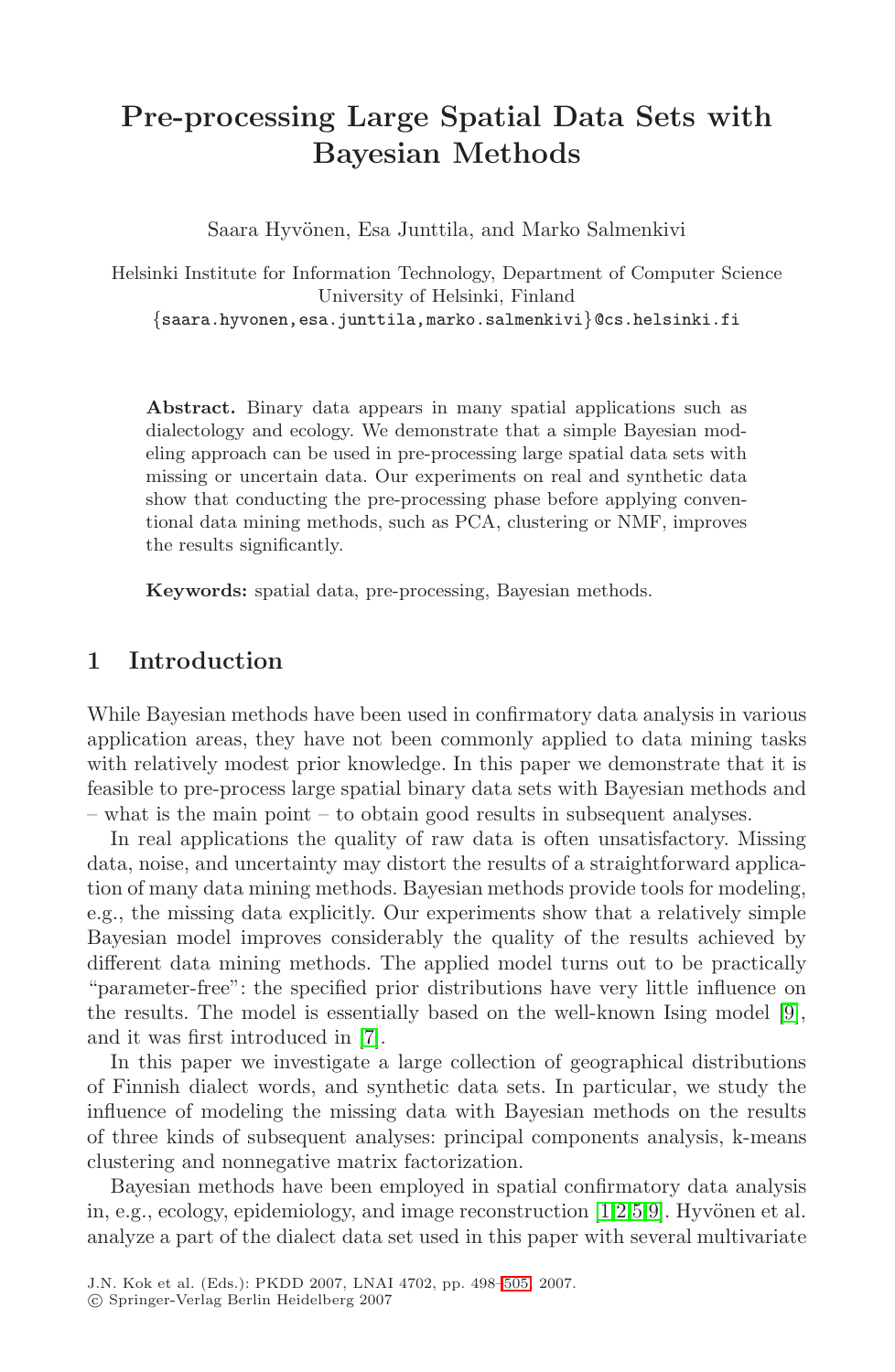# Pre-processing Large Spatial Data Sets with Bayesian Methods

Saara Hyvönen, Esa Junttila, and Marko Salmenkivi

Helsinki Institute for Information Technology, Department of Computer Science
University of Helsinki, Finland
{saara.hyvonen,esa.junttila,marko.salmenkivi}@cs.helsinki.fi

**Abstract.** Binary data appears in many spatial applications such as dialectology and ecology. We demonstrate that a simple Bayesian modeling approach can be used in pre-processing large spatial data sets with missing or uncertain data. Our experiments on real and synthetic data show that conducting the pre-processing phase before applying conventional data mining methods, such as PCA, clustering or NMF, improves the results significantly.

**Keywords:** spatial data, pre-processing, Bayesian methods.

## 1 Introduction

While Bayesian methods have been used in confirmatory data analysis in various application areas, they have not been commonly applied to data mining tasks with relatively modest prior knowledge. In this paper we demonstrate that it is feasible to pre-process large spatial binary data sets with Bayesian methods and – what is the main point – to obtain good results in subsequent analyses.

In real applications the quality of raw data is often unsatisfactory. Missing data, noise, and uncertainty may distort the results of a straightforward application of many data mining methods. Bayesian methods provide tools for modeling, e.g., the missing data explicitly. Our experiments show that a relatively simple Bayesian model improves considerably the quality of the results achieved by different data mining methods. The applied model turns out to be practically "parameter-free": the specified prior distributions have very little influence on the results. The model is essentially based on the well-known Ising model [9], and it was first introduced in [7].

In this paper we investigate a large collection of geographical distributions of Finnish dialect words, and synthetic data sets. In particular, we study the influence of modeling the missing data with Bayesian methods on the results of three kinds of subsequent analyses: principal components analysis, k-means clustering and nonnegative matrix factorization.

Bayesian methods have been employed in spatial confirmatory data analysis in, e.g., ecology, epidemiology, and image reconstruction [1,2,5,9]. Hyvönen et al. analyze a part of the dialect data set used in this paper with several multivariate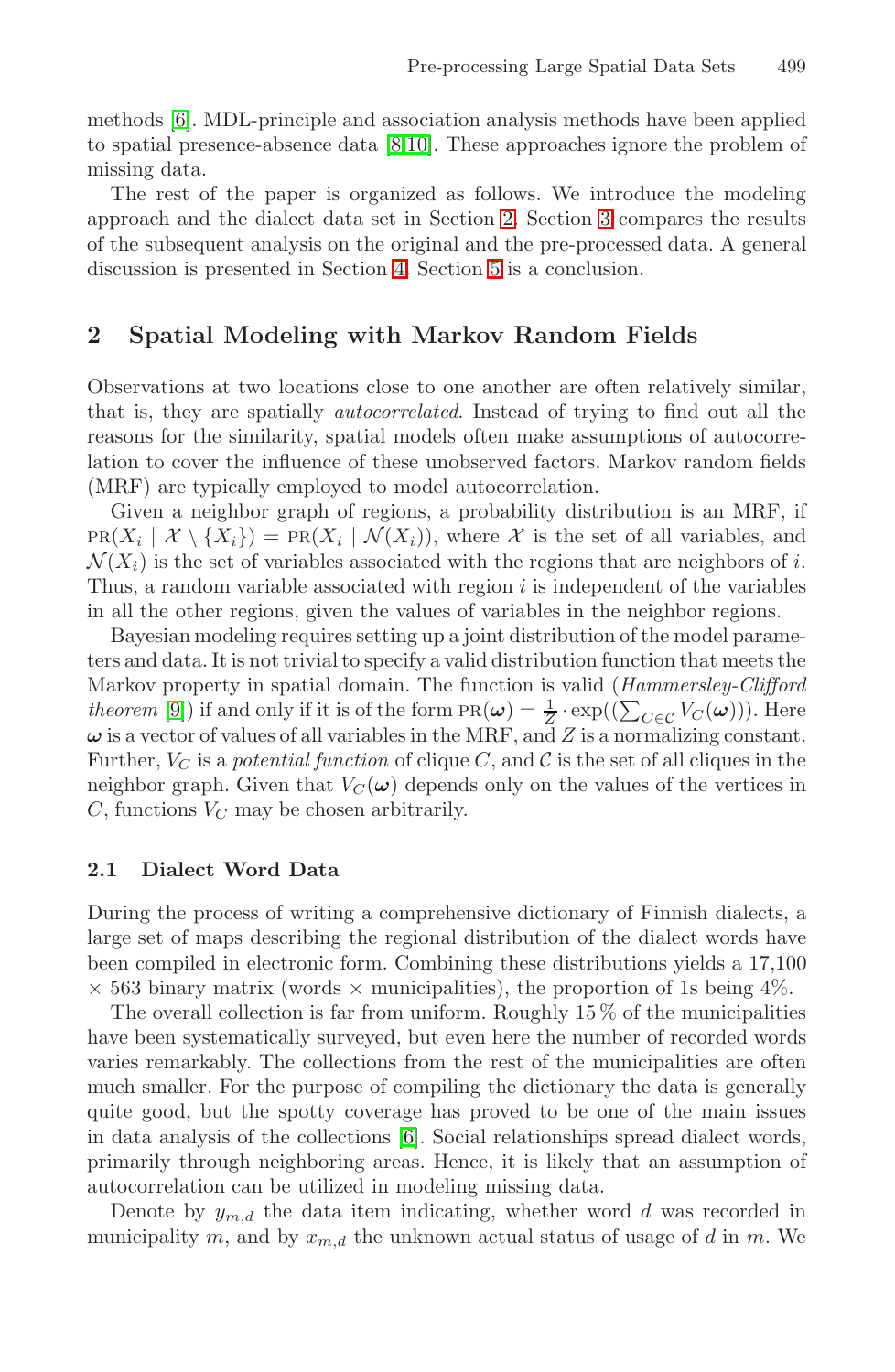methods [6]. MDL-principle and association analysis methods have been applied to spatial presence-absence data [8,10]. These approaches ignore the problem of missing data.

The rest of the paper is organized as follows. We introduce the modeling approach and the dialect data set in Section 2. Section 3 compares the results of the subsequent analysis on the original and the pre-processed data. A general discussion is presented in Section 4. Section 5 is a conclusion.

## 2 Spatial Modeling with Markov Random Fields

Observations at two locations close to one another are often relatively similar, that is, they are spatially *autocorrelated*. Instead of trying to find out all the reasons for the similarity, spatial models often make assumptions of autocorrelation to cover the influence of these unobserved factors. Markov random fields (MRF) are typically employed to model autocorrelation.

Given a neighbor graph of regions, a probability distribution is an MRF, if $\text{PR}(X_i \mid \mathcal{X} \setminus \{X_i\}) = \text{PR}(X_i \mid \mathcal{N}(X_i))$, where $\mathcal{X}$ is the set of all variables, and $\mathcal{N}(X_i)$ is the set of variables associated with the regions that are neighbors of $i$. Thus, a random variable associated with region $i$ is independent of the variables in all the other regions, given the values of variables in the neighbor regions.

Bayesian modeling requires setting up a joint distribution of the model parameters and data. It is not trivial to specify a valid distribution function that meets the Markov property in spatial domain. The function is valid (*Hammersley-Clifford theorem* [9]) if and only if it is of the form $\text{PR}(\boldsymbol{\omega}) = \frac{1}{Z} \cdot \exp((\sum_{C \in \mathcal{C}} V_C(\boldsymbol{\omega})))$. Here $\boldsymbol{\omega}$ is a vector of values of all variables in the MRF, and $Z$ is a normalizing constant. Further, $V_C$ is a *potential function* of clique $C$, and $\mathcal{C}$ is the set of all cliques in the neighbor graph. Given that $V_C(\boldsymbol{\omega})$ depends only on the values of the vertices in $C$, functions $V_C$ may be chosen arbitrarily.

### 2.1 Dialect Word Data

During the process of writing a comprehensive dictionary of Finnish dialects, a large set of maps describing the regional distribution of the dialect words have been compiled in electronic form. Combining these distributions yields a 17,100 × 563 binary matrix (words × municipalities), the proportion of 1s being 4%.

The overall collection is far from uniform. Roughly 15 % of the municipalities have been systematically surveyed, but even here the number of recorded words varies remarkably. The collections from the rest of the municipalities are often much smaller. For the purpose of compiling the dictionary the data is generally quite good, but the spotty coverage has proved to be one of the main issues in data analysis of the collections [6]. Social relationships spread dialect words, primarily through neighboring areas. Hence, it is likely that an assumption of autocorrelation can be utilized in modeling missing data.

Denote by $y_{m,d}$ the data item indicating, whether word $d$ was recorded in municipality $m$, and by $x_{m,d}$ the unknown actual status of usage of $d$ in $m$. We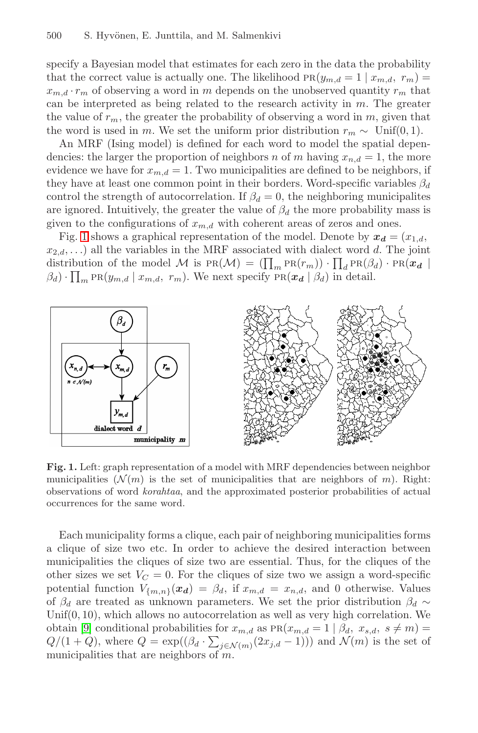specify a Bayesian model that estimates for each zero in the data the probability that the correct value is actually one. The likelihood $\text{PR}(y_{m,d} = 1 \mid x_{m,d},\ r_m) = x_{m,d} \cdot r_m$ of observing a word in $m$ depends on the unobserved quantity $r_m$ that can be interpreted as being related to the research activity in $m$. The greater the value of $r_m$, the greater the probability of observing a word in $m$, given that the word is used in $m$. We set the uniform prior distribution $r_m \sim \text{Unif}(0, 1)$.

An MRF (Ising model) is defined for each word to model the spatial dependencies: the larger the proportion of neighbors $n$ of $m$ having $x_{n,d} = 1$, the more evidence we have for $x_{m,d} = 1$. Two municipalities are defined to be neighbors, if they have at least one common point in their borders. Word-specific variables $\beta_d$ control the strength of autocorrelation. If $\beta_d = 0$, the neighboring municipalites are ignored. Intuitively, the greater the value of $\beta_d$ the more probability mass is given to the configurations of $x_{m,d}$ with coherent areas of zeros and ones.

Fig. 1 shows a graphical representation of the model. Denote by $\boldsymbol{x_d} = (x_{1,d}, x_{2,d}, \ldots)$ all the variables in the MRF associated with dialect word $d$. The joint distribution of the model $\mathcal{M}$ is $\text{PR}(\mathcal{M}) = (\prod_m \text{PR}(r_m)) \cdot \prod_d \text{PR}(\beta_d) \cdot \text{PR}(\boldsymbol{x_d} \mid \beta_d) \cdot \prod_m \text{PR}(y_{m,d} \mid x_{m,d},\ r_m)$. We next specify $\text{PR}(\boldsymbol{x_d} \mid \beta_d)$ in detail.

**Fig. 1.** Left: graph representation of a model with MRF dependencies between neighbor municipalities ($\mathcal{N}(m)$ is the set of municipalities that are neighbors of $m$). Right: observations of word *korahtaa*, and the approximated posterior probabilities of actual occurrences for the same word.

Each municipality forms a clique, each pair of neighboring municipalities forms a clique of size two etc. In order to achieve the desired interaction between municipalities the cliques of size two are essential. Thus, for the cliques of the other sizes we set $V_C = 0$. For the cliques of size two we assign a word-specific potential function $V_{\{m,n\}}(\boldsymbol{x_d}) = \beta_d$, if $x_{m,d} = x_{n,d}$, and 0 otherwise. Values of $\beta_d$ are treated as unknown parameters. We set the prior distribution $\beta_d \sim \text{Unif}(0, 10)$, which allows no autocorrelation as well as very high correlation. We obtain [9] conditional probabilities for $x_{m,d}$ as $\text{PR}(x_{m,d} = 1 \mid \beta_d,\ x_{s,d},\ s \neq m) = Q/(1 + Q)$, where $Q = \exp((\beta_d \cdot \sum_{j \in \mathcal{N}(m)} (2x_{j,d} - 1)))$ and $\mathcal{N}(m)$ is the set of municipalities that are neighbors of $m$.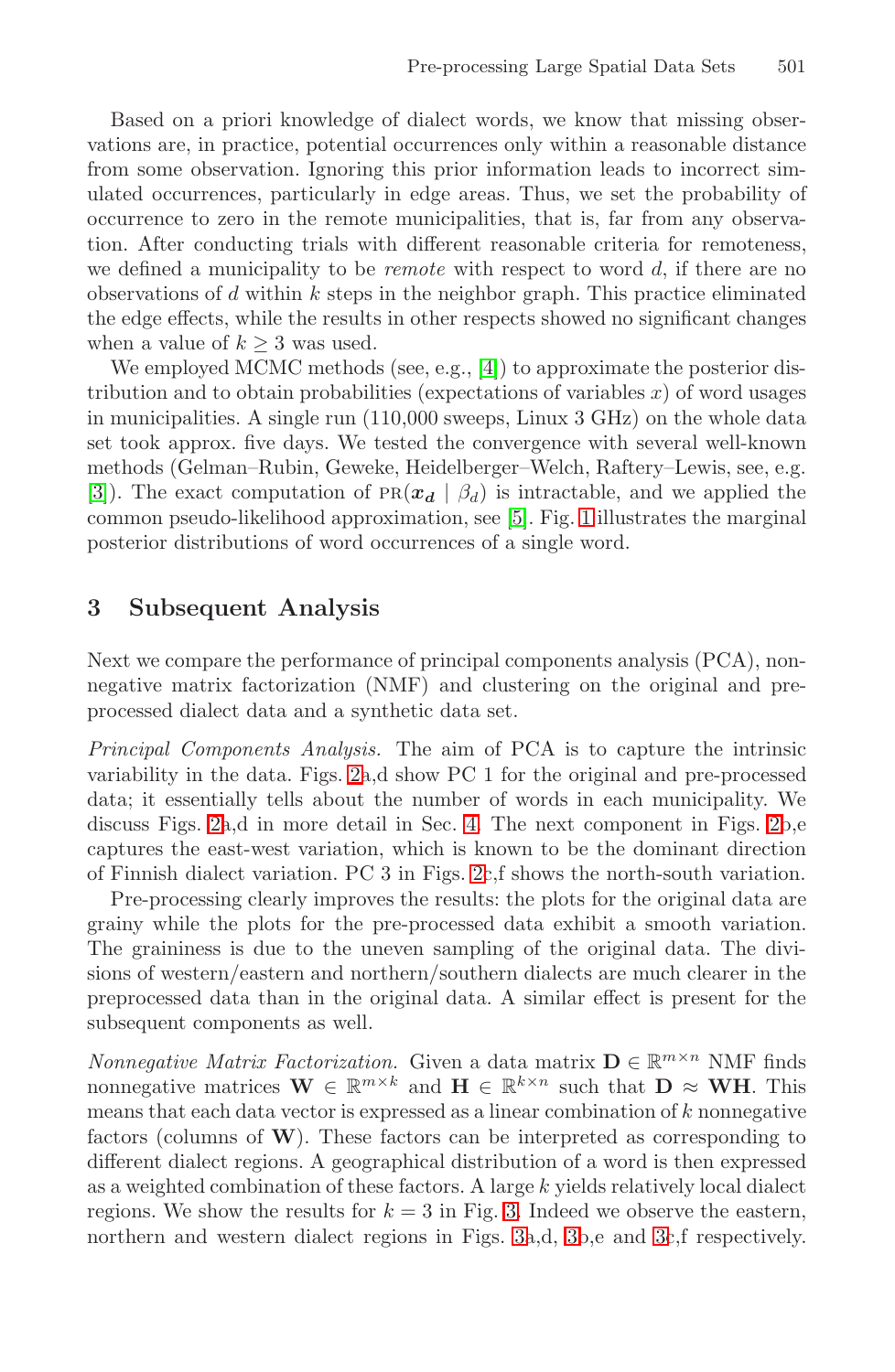Based on a priori knowledge of dialect words, we know that missing observations are, in practice, potential occurrences only within a reasonable distance from some observation. Ignoring this prior information leads to incorrect simulated occurrences, particularly in edge areas. Thus, we set the probability of occurrence to zero in the remote municipalities, that is, far from any observation. After conducting trials with different reasonable criteria for remoteness, we defined a municipality to be *remote* with respect to word $d$, if there are no observations of $d$ within $k$ steps in the neighbor graph. This practice eliminated the edge effects, while the results in other respects showed no significant changes when a value of $k \geq 3$ was used.

We employed MCMC methods (see, e.g., [4]) to approximate the posterior distribution and to obtain probabilities (expectations of variables $x$) of word usages in municipalities. A single run (110,000 sweeps, Linux 3 GHz) on the whole data set took approx. five days. We tested the convergence with several well-known methods (Gelman–Rubin, Geweke, Heidelberger–Welch, Raftery–Lewis, see, e.g. [3]). The exact computation of $\text{PR}(\boldsymbol{x_d} \mid \beta_d)$ is intractable, and we applied the common pseudo-likelihood approximation, see [5]. Fig. 1 illustrates the marginal posterior distributions of word occurrences of a single word.

## 3 Subsequent Analysis

Next we compare the performance of principal components analysis (PCA), nonnegative matrix factorization (NMF) and clustering on the original and pre-processed dialect data and a synthetic data set.

*Principal Components Analysis.* The aim of PCA is to capture the intrinsic variability in the data. Figs. 2a,d show PC 1 for the original and pre-processed data; it essentially tells about the number of words in each municipality. We discuss Figs. 2a,d in more detail in Sec. 4. The next component in Figs. 2b,e captures the east-west variation, which is known to be the dominant direction of Finnish dialect variation. PC 3 in Figs. 2c,f shows the north-south variation.

Pre-processing clearly improves the results: the plots for the original data are grainy while the plots for the pre-processed data exhibit a smooth variation. The graininess is due to the uneven sampling of the original data. The divisions of western/eastern and northern/southern dialects are much clearer in the preprocessed data than in the original data. A similar effect is present for the subsequent components as well.

*Nonnegative Matrix Factorization.* Given a data matrix $\mathbf{D} \in \mathbb{R}^{m \times n}$ NMF finds nonnegative matrices $\mathbf{W} \in \mathbb{R}^{m \times k}$ and $\mathbf{H} \in \mathbb{R}^{k \times n}$ such that $\mathbf{D} \approx \mathbf{WH}$. This means that each data vector is expressed as a linear combination of $k$ nonnegative factors (columns of $\mathbf{W}$). These factors can be interpreted as corresponding to different dialect regions. A geographical distribution of a word is then expressed as a weighted combination of these factors. A large $k$ yields relatively local dialect regions. We show the results for $k = 3$ in Fig. 3. Indeed we observe the eastern, northern and western dialect regions in Figs. 3a,d, 3b,e and 3c,f respectively.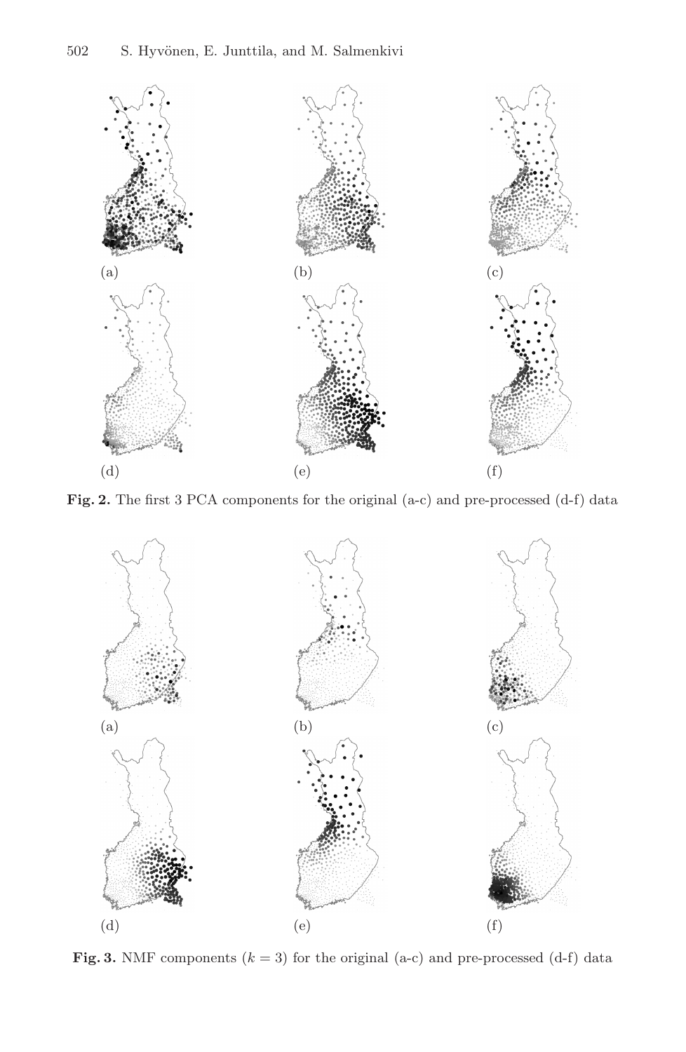(a) (b) (c)

(d) (e) (f)

**Fig. 2.** The first 3 PCA components for the original (a-c) and pre-processed (d-f) data

(a) (b) (c)

(d) (e) (f)

**Fig. 3.** NMF components ($k = 3$) for the original (a-c) and pre-processed (d-f) data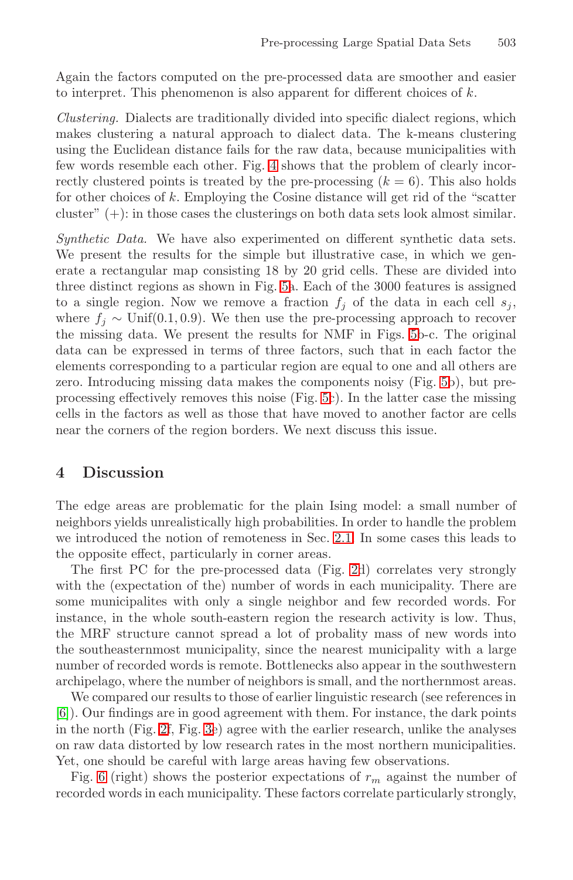Again the factors computed on the pre-processed data are smoother and easier to interpret. This phenomenon is also apparent for different choices of $k$.

*Clustering.* Dialects are traditionally divided into specific dialect regions, which makes clustering a natural approach to dialect data. The k-means clustering using the Euclidean distance fails for the raw data, because municipalities with few words resemble each other. Fig. 4 shows that the problem of clearly incorrectly clustered points is treated by the pre-processing ($k = 6$). This also holds for other choices of $k$. Employing the Cosine distance will get rid of the "scatter cluster" (+): in those cases the clusterings on both data sets look almost similar.

*Synthetic Data.* We have also experimented on different synthetic data sets. We present the results for the simple but illustrative case, in which we generate a rectangular map consisting 18 by 20 grid cells. These are divided into three distinct regions as shown in Fig. 5a. Each of the 3000 features is assigned to a single region. Now we remove a fraction $f_j$ of the data in each cell $s_j$, where $f_j \sim \text{Unif}(0.1, 0.9)$. We then use the pre-processing approach to recover the missing data. We present the results for NMF in Figs. 5b-c. The original data can be expressed in terms of three factors, such that in each factor the elements corresponding to a particular region are equal to one and all others are zero. Introducing missing data makes the components noisy (Fig. 5b), but pre-processing effectively removes this noise (Fig. 5c). In the latter case the missing cells in the factors as well as those that have moved to another factor are cells near the corners of the region borders. We next discuss this issue.

## 4 Discussion

The edge areas are problematic for the plain Ising model: a small number of neighbors yields unrealistically high probabilities. In order to handle the problem we introduced the notion of remoteness in Sec. 2.1. In some cases this leads to the opposite effect, particularly in corner areas.

The first PC for the pre-processed data (Fig. 2d) correlates very strongly with the (expectation of the) number of words in each municipality. There are some municipalites with only a single neighbor and few recorded words. For instance, in the whole south-eastern region the research activity is low. Thus, the MRF structure cannot spread a lot of probality mass of new words into the southeasternmost municipality, since the nearest municipality with a large number of recorded words is remote. Bottlenecks also appear in the southwestern archipelago, where the number of neighbors is small, and the northernmost areas.

We compared our results to those of earlier linguistic research (see references in [6]). Our findings are in good agreement with them. For instance, the dark points in the north (Fig. 2f, Fig. 3e) agree with the earlier research, unlike the analyses on raw data distorted by low research rates in the most northern municipalities. Yet, one should be careful with large areas having few observations.

Fig. 6 (right) shows the posterior expectations of $r_m$ against the number of recorded words in each municipality. These factors correlate particularly strongly,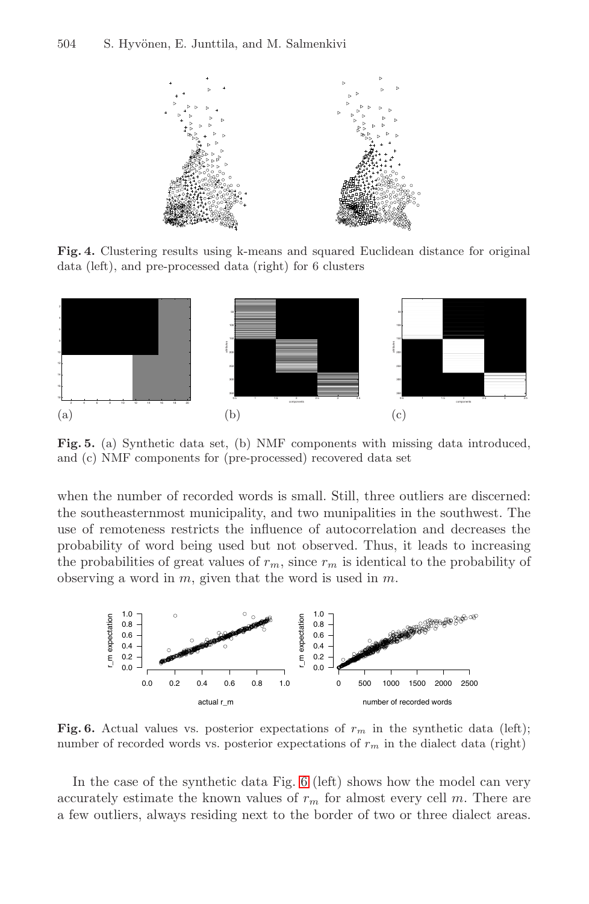**Fig. 4.** Clustering results using k-means and squared Euclidean distance for original data (left), and pre-processed data (right) for 6 clusters

**Fig. 5.** (a) Synthetic data set, (b) NMF components with missing data introduced, and (c) NMF components for (pre-processed) recovered data set

when the number of recorded words is small. Still, three outliers are discerned: the southeasternmost municipality, and two munipalities in the southwest. The use of remoteness restricts the influence of autocorrelation and decreases the probability of word being used but not observed. Thus, it leads to increasing the probabilities of great values of $r_m$, since $r_m$ is identical to the probability of observing a word in $m$, given that the word is used in $m$.

**Fig. 6.** Actual values vs. posterior expectations of $r_m$ in the synthetic data (left); number of recorded words vs. posterior expectations of $r_m$ in the dialect data (right)

In the case of the synthetic data Fig. 6 (left) shows how the model can very accurately estimate the known values of $r_m$ for almost every cell $m$. There are a few outliers, always residing next to the border of two or three dialect areas.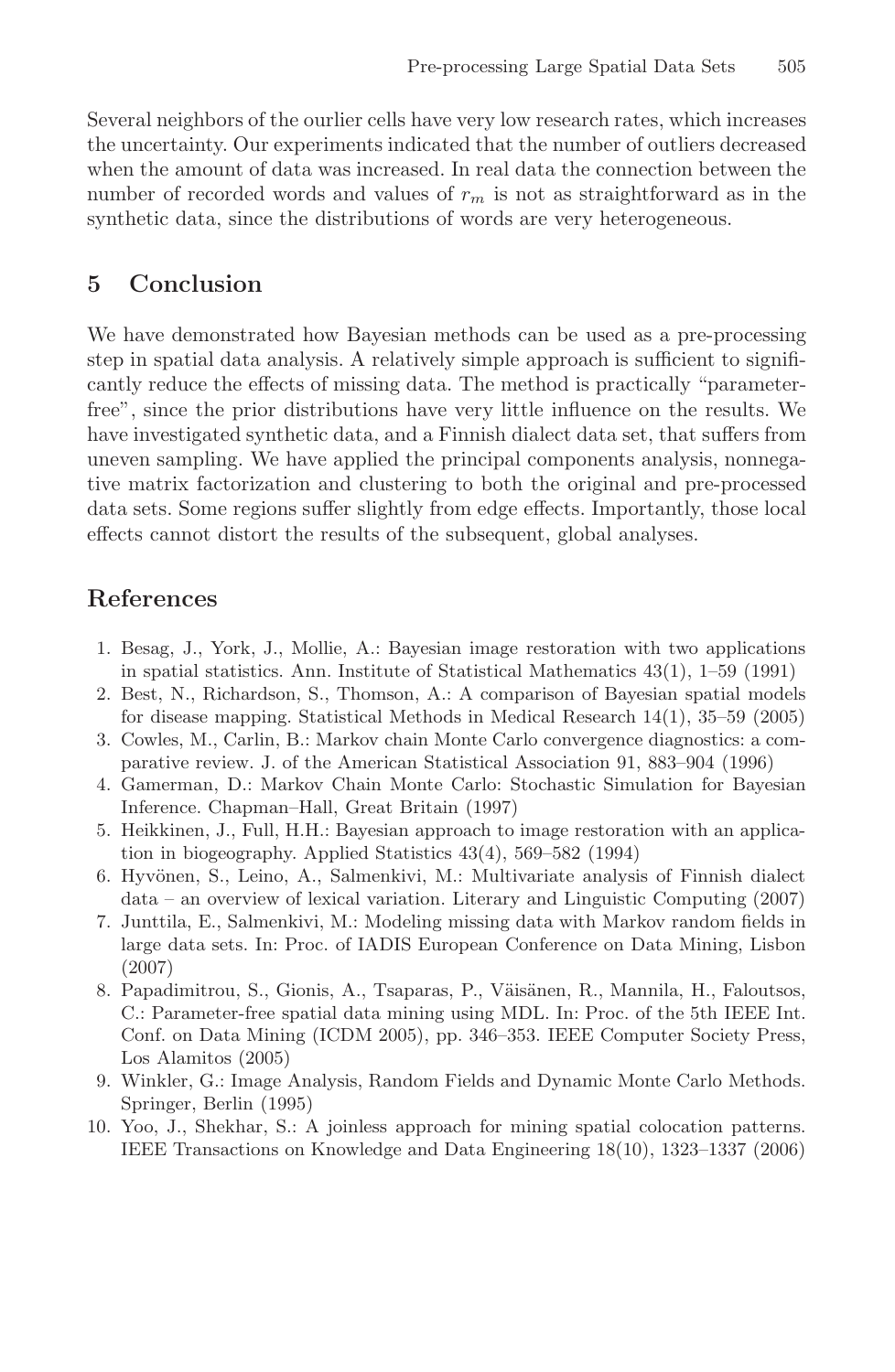Several neighbors of the ourlier cells have very low research rates, which increases the uncertainty. Our experiments indicated that the number of outliers decreased when the amount of data was increased. In real data the connection between the number of recorded words and values of $r_m$ is not as straightforward as in the synthetic data, since the distributions of words are very heterogeneous.

## 5 Conclusion

We have demonstrated how Bayesian methods can be used as a pre-processing step in spatial data analysis. A relatively simple approach is sufficient to significantly reduce the effects of missing data. The method is practically "parameter-free", since the prior distributions have very little influence on the results. We have investigated synthetic data, and a Finnish dialect data set, that suffers from uneven sampling. We have applied the principal components analysis, nonnegative matrix factorization and clustering to both the original and pre-processed data sets. Some regions suffer slightly from edge effects. Importantly, those local effects cannot distort the results of the subsequent, global analyses.

## References

1. Besag, J., York, J., Mollie, A.: Bayesian image restoration with two applications in spatial statistics. Ann. Institute of Statistical Mathematics 43(1), 1–59 (1991)
2. Best, N., Richardson, S., Thomson, A.: A comparison of Bayesian spatial models for disease mapping. Statistical Methods in Medical Research 14(1), 35–59 (2005)
3. Cowles, M., Carlin, B.: Markov chain Monte Carlo convergence diagnostics: a comparative review. J. of the American Statistical Association 91, 883–904 (1996)
4. Gamerman, D.: Markov Chain Monte Carlo: Stochastic Simulation for Bayesian Inference. Chapman–Hall, Great Britain (1997)
5. Heikkinen, J., Full, H.H.: Bayesian approach to image restoration with an application in biogeography. Applied Statistics 43(4), 569–582 (1994)
6. Hyvönen, S., Leino, A., Salmenkivi, M.: Multivariate analysis of Finnish dialect data – an overview of lexical variation. Literary and Linguistic Computing (2007)
7. Junttila, E., Salmenkivi, M.: Modeling missing data with Markov random fields in large data sets. In: Proc. of IADIS European Conference on Data Mining, Lisbon (2007)
8. Papadimitrou, S., Gionis, A., Tsaparas, P., Väisänen, R., Mannila, H., Faloutsos, C.: Parameter-free spatial data mining using MDL. In: Proc. of the 5th IEEE Int. Conf. on Data Mining (ICDM 2005), pp. 346–353. IEEE Computer Society Press, Los Alamitos (2005)
9. Winkler, G.: Image Analysis, Random Fields and Dynamic Monte Carlo Methods. Springer, Berlin (1995)
10. Yoo, J., Shekhar, S.: A joinless approach for mining spatial colocation patterns. IEEE Transactions on Knowledge and Data Engineering 18(10), 1323–1337 (2006)